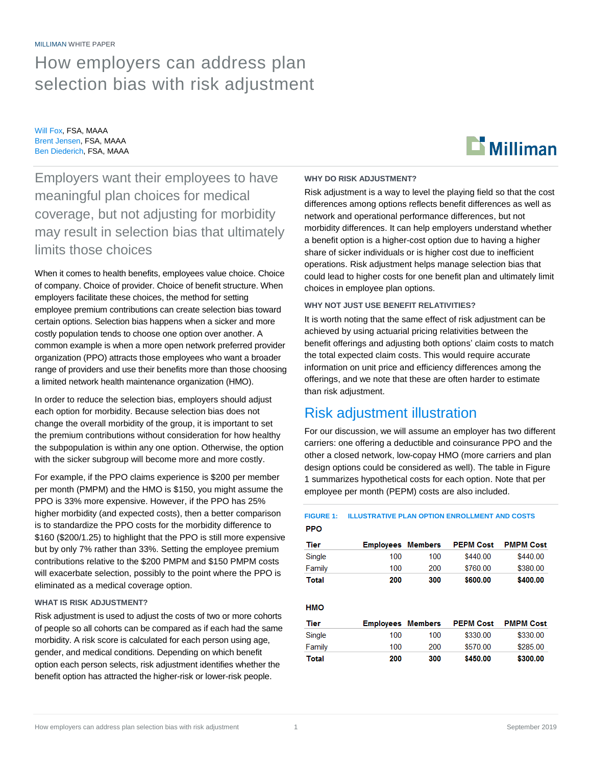MILLIMAN WHITE PAPER

# How employers can address plan selection bias with risk adjustment

Will Fox, FSA, MAAA
Brent Jensen, FSA, MAAA
Ben Diederich, FSA, MAAA

## Employers want their employees to have meaningful plan choices for medical coverage, but not adjusting for morbidity may result in selection bias that ultimately limits those choices

When it comes to health benefits, employees value choice. Choice of company. Choice of provider. Choice of benefit structure. When employers facilitate these choices, the method for setting employee premium contributions can create selection bias toward certain options. Selection bias happens when a sicker and more costly population tends to choose one option over another. A common example is when a more open network preferred provider organization (PPO) attracts those employees who want a broader range of providers and use their benefits more than those choosing a limited network health maintenance organization (HMO).

In order to reduce the selection bias, employers should adjust each option for morbidity. Because selection bias does not change the overall morbidity of the group, it is important to set the premium contributions without consideration for how healthy the subpopulation is within any one option. Otherwise, the option with the sicker subgroup will become more and more costly.

For example, if the PPO claims experience is $200 per member per month (PMPM) and the HMO is $150, you might assume the PPO is 33% more expensive. However, if the PPO has 25% higher morbidity (and expected costs), then a better comparison is to standardize the PPO costs for the morbidity difference to $160 ($200/1.25) to highlight that the PPO is still more expensive but by only 7% rather than 33%. Setting the employee premium contributions relative to the $200 PMPM and $150 PMPM costs will exacerbate selection, possibly to the point where the PPO is eliminated as a medical coverage option.

### WHAT IS RISK ADJUSTMENT?

Risk adjustment is used to adjust the costs of two or more cohorts of people so all cohorts can be compared as if each had the same morbidity. A risk score is calculated for each person using age, gender, and medical conditions. Depending on which benefit option each person selects, risk adjustment identifies whether the benefit option has attracted the higher-risk or lower-risk people.

### WHY DO RISK ADJUSTMENT?

Risk adjustment is a way to level the playing field so that the cost differences among options reflects benefit differences as well as network and operational performance differences, but not morbidity differences. It can help employers understand whether a benefit option is a higher-cost option due to having a higher share of sicker individuals or is higher cost due to inefficient operations. Risk adjustment helps manage selection bias that could lead to higher costs for one benefit plan and ultimately limit choices in employee plan options.

### WHY NOT JUST USE BENEFIT RELATIVITIES?

It is worth noting that the same effect of risk adjustment can be achieved by using actuarial pricing relativities between the benefit offerings and adjusting both options' claim costs to match the total expected claim costs. This would require accurate information on unit price and efficiency differences among the offerings, and we note that these are often harder to estimate than risk adjustment.

## Risk adjustment illustration

For our discussion, we will assume an employer has two different carriers: one offering a deductible and coinsurance PPO and the other a closed network, low-copay HMO (more carriers and plan design options could be considered as well). The table in Figure 1 summarizes hypothetical costs for each option. Note that per employee per month (PEPM) costs are also included.

FIGURE 1: ILLUSTRATIVE PLAN OPTION ENROLLMENT AND COSTS

**PPO**

| Tier | Employees | Members | PEPM Cost | PMPM Cost |
|---|---|---|---|---|
| Single | 100 | 100 | $440.00 | $440.00 |
| Family | 100 | 200 | $760.00 | $380.00 |
| **Total** | **200** | **300** | **$600.00** | **$400.00** |

**HMO**

| Tier | Employees | Members | PEPM Cost | PMPM Cost |
|---|---|---|---|---|
| Single | 100 | 100 | $330.00 | $330.00 |
| Family | 100 | 200 | $570.00 | $285.00 |
| **Total** | **200** | **300** | **$450.00** | **$300.00** |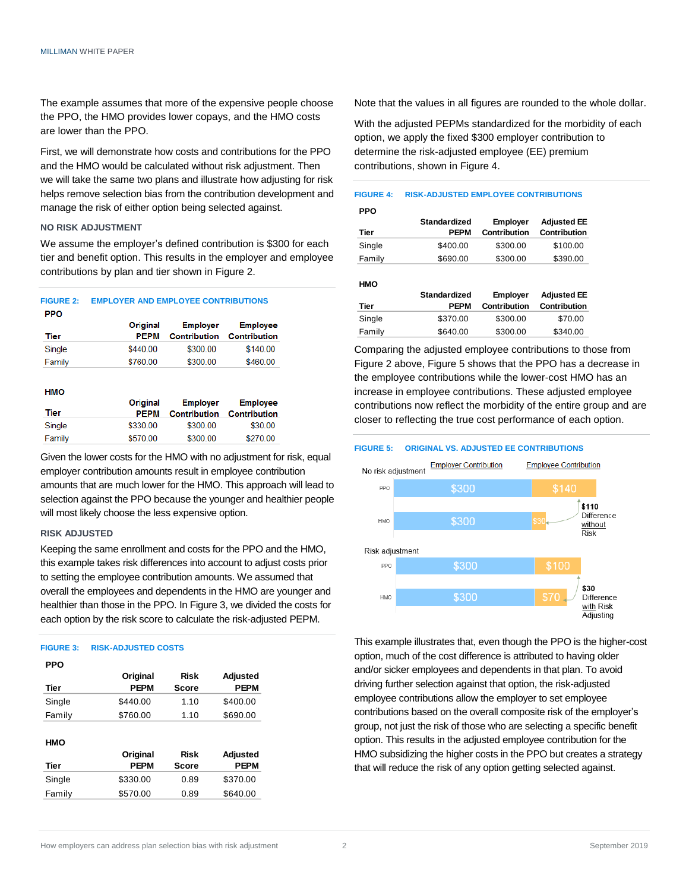The example assumes that more of the expensive people choose the PPO, the HMO provides lower copays, and the HMO costs are lower than the PPO.

First, we will demonstrate how costs and contributions for the PPO and the HMO would be calculated without risk adjustment. Then we will take the same two plans and illustrate how adjusting for risk helps remove selection bias from the contribution development and manage the risk of either option being selected against.

### NO RISK ADJUSTMENT

We assume the employer's defined contribution is $300 for each tier and benefit option. This results in the employer and employee contributions by plan and tier shown in Figure 2.

**FIGURE 2: EMPLOYER AND EMPLOYEE CONTRIBUTIONS**

**PPO**

| Tier | Original PEPM | Employer Contribution | Employee Contribution |
|---|---|---|---|
| Single | $440.00 | $300.00 | $140.00 |
| Family | $760.00 | $300.00 | $460.00 |

**HMO**

| Tier | Original PEPM | Employer Contribution | Employee Contribution |
|---|---|---|---|
| Single | $330.00 | $300.00 | $30.00 |
| Family | $570.00 | $300.00 | $270.00 |

Given the lower costs for the HMO with no adjustment for risk, equal employer contribution amounts result in employee contribution amounts that are much lower for the HMO. This approach will lead to selection against the PPO because the younger and healthier people will most likely choose the less expensive option.

### RISK ADJUSTED

Keeping the same enrollment and costs for the PPO and the HMO, this example takes risk differences into account to adjust costs prior to setting the employee contribution amounts. We assumed that overall the employees and dependents in the HMO are younger and healthier than those in the PPO. In Figure 3, we divided the costs for each option by the risk score to calculate the risk-adjusted PEPM.

**FIGURE 3: RISK-ADJUSTED COSTS**

**PPO**

| Tier | Original PEPM | Risk Score | Adjusted PEPM |
|---|---|---|---|
| Single | $440.00 | 1.10 | $400.00 |
| Family | $760.00 | 1.10 | $690.00 |

**HMO**

| Tier | Original PEPM | Risk Score | Adjusted PEPM |
|---|---|---|---|
| Single | $330.00 | 0.89 | $370.00 |
| Family | $570.00 | 0.89 | $640.00 |

Note that the values in all figures are rounded to the whole dollar.

With the adjusted PEPMs standardized for the morbidity of each option, we apply the fixed $300 employer contribution to determine the risk-adjusted employee (EE) premium contributions, shown in Figure 4.

**FIGURE 4: RISK-ADJUSTED EMPLOYEE CONTRIBUTIONS**

**PPO**

| Tier | Standardized PEPM | Employer Contribution | Adjusted EE Contribution |
|---|---|---|---|
| Single | $400.00 | $300.00 | $100.00 |
| Family | $690.00 | $300.00 | $390.00 |

**HMO**

| Tier | Standardized PEPM | Employer Contribution | Adjusted EE Contribution |
|---|---|---|---|
| Single | $370.00 | $300.00 | $70.00 |
| Family | $640.00 | $300.00 | $340.00 |

Comparing the adjusted employee contributions to those from Figure 2 above, Figure 5 shows that the PPO has a decrease in the employee contributions while the lower-cost HMO has an increase in employee contributions. These adjusted employee contributions now reflect the morbidity of the entire group and are closer to reflecting the true cost performance of each option.

**FIGURE 5: ORIGINAL VS. ADJUSTED EE CONTRIBUTIONS**

| | Plan | Employer Contribution | Employee Contribution | Difference |
|---|---|---|---|---|
| No risk adjustment | PPO | $300 | $140 | $110 Difference without Risk |
| | HMO | $300 | $30 | |
| Risk adjustment | PPO | $300 | $100 | $30 Difference with Risk Adjusting |
| | HMO | $300 | $70 | |

This example illustrates that, even though the PPO is the higher-cost option, much of the cost difference is attributed to having older and/or sicker employees and dependents in that plan. To avoid driving further selection against that option, the risk-adjusted employee contributions allow the employer to set employee contributions based on the overall composite risk of the employer's group, not just the risk of those who are selecting a specific benefit option. This results in the adjusted employee contribution for the HMO subsidizing the higher costs in the PPO but creates a strategy that will reduce the risk of any option getting selected against.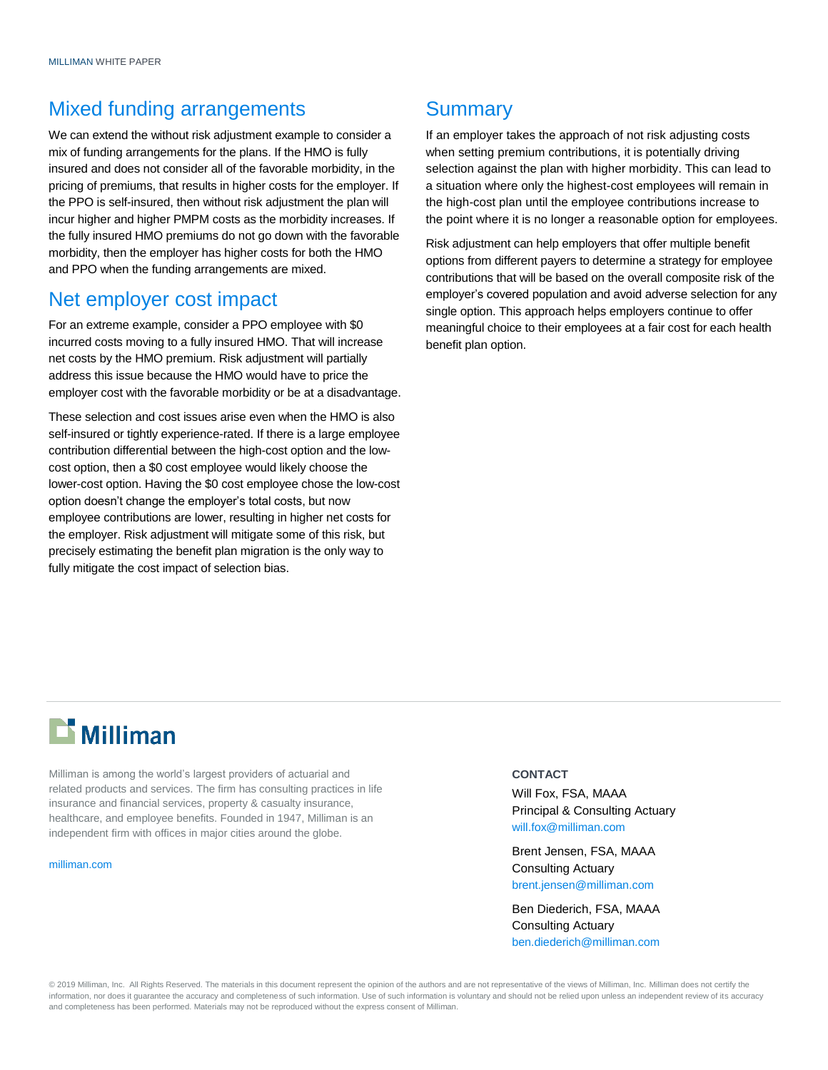## Mixed funding arrangements

We can extend the without risk adjustment example to consider a mix of funding arrangements for the plans. If the HMO is fully insured and does not consider all of the favorable morbidity, in the pricing of premiums, that results in higher costs for the employer. If the PPO is self-insured, then without risk adjustment the plan will incur higher and higher PMPM costs as the morbidity increases. If the fully insured HMO premiums do not go down with the favorable morbidity, then the employer has higher costs for both the HMO and PPO when the funding arrangements are mixed.

## Net employer cost impact

For an extreme example, consider a PPO employee with $0 incurred costs moving to a fully insured HMO. That will increase net costs by the HMO premium. Risk adjustment will partially address this issue because the HMO would have to price the employer cost with the favorable morbidity or be at a disadvantage.

These selection and cost issues arise even when the HMO is also self-insured or tightly experience-rated. If there is a large employee contribution differential between the high-cost option and the low-cost option, then a $0 cost employee would likely choose the lower-cost option. Having the $0 cost employee chose the low-cost option doesn't change the employer's total costs, but now employee contributions are lower, resulting in higher net costs for the employer. Risk adjustment will mitigate some of this risk, but precisely estimating the benefit plan migration is the only way to fully mitigate the cost impact of selection bias.

## Summary

If an employer takes the approach of not risk adjusting costs when setting premium contributions, it is potentially driving selection against the plan with higher morbidity. This can lead to a situation where only the highest-cost employees will remain in the high-cost plan until the employee contributions increase to the point where it is no longer a reasonable option for employees.

Risk adjustment can help employers that offer multiple benefit options from different payers to determine a strategy for employee contributions that will be based on the overall composite risk of the employer's covered population and avoid adverse selection for any single option. This approach helps employers continue to offer meaningful choice to their employees at a fair cost for each health benefit plan option.

---

**Milliman**

Milliman is among the world's largest providers of actuarial and related products and services. The firm has consulting practices in life insurance and financial services, property & casualty insurance, healthcare, and employee benefits. Founded in 1947, Milliman is an independent firm with offices in major cities around the globe.

milliman.com

**CONTACT**

Will Fox, FSA, MAAA
Principal & Consulting Actuary
will.fox@milliman.com

Brent Jensen, FSA, MAAA
Consulting Actuary
brent.jensen@milliman.com

Ben Diederich, FSA, MAAA
Consulting Actuary
ben.diederich@milliman.com

© 2019 Milliman, Inc. All Rights Reserved. The materials in this document represent the opinion of the authors and are not representative of the views of Milliman, Inc. Milliman does not certify the information, nor does it guarantee the accuracy and completeness of such information. Use of such information is voluntary and should not be relied upon unless an independent review of its accuracy and completeness has been performed. Materials may not be reproduced without the express consent of Milliman.